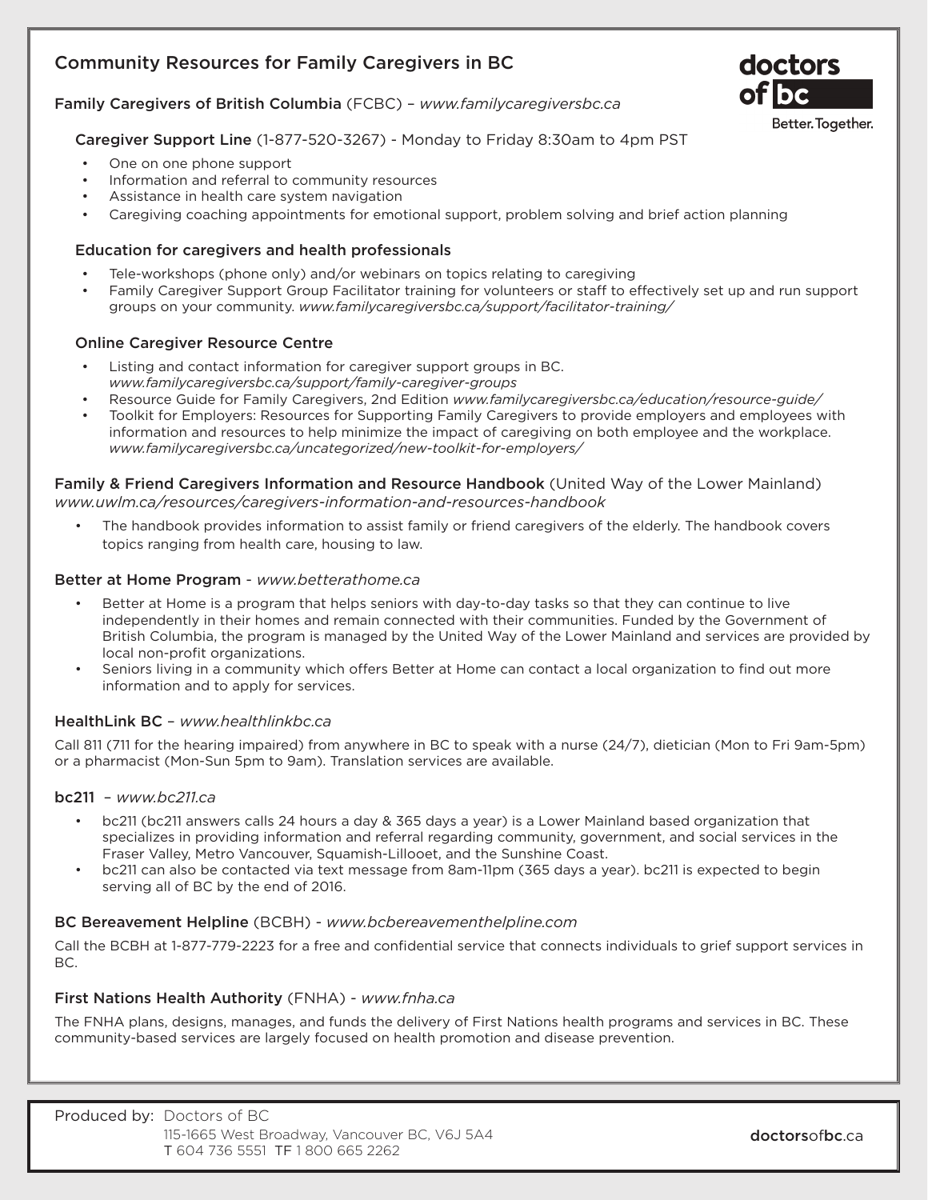# Community Resources for Family Caregivers in BC

doctors of bc
Better. Together.

## Family Caregivers of British Columbia (FCBC) – *www.familycaregiversbc.ca*

### Caregiver Support Line (1-877-520-3267) - Monday to Friday 8:30am to 4pm PST

- One on one phone support
- Information and referral to community resources
- Assistance in health care system navigation
- Caregiving coaching appointments for emotional support, problem solving and brief action planning

### Education for caregivers and health professionals

- Tele-workshops (phone only) and/or webinars on topics relating to caregiving
- Family Caregiver Support Group Facilitator training for volunteers or staff to effectively set up and run support groups on your community. *www.familycaregiversbc.ca/support/facilitator-training/*

### Online Caregiver Resource Centre

- Listing and contact information for caregiver support groups in BC. *www.familycaregiversbc.ca/support/family-caregiver-groups*
- Resource Guide for Family Caregivers, 2nd Edition *www.familycaregiversbc.ca/education/resource-guide/*
- Toolkit for Employers: Resources for Supporting Family Caregivers to provide employers and employees with information and resources to help minimize the impact of caregiving on both employee and the workplace. *www.familycaregiversbc.ca/uncategorized/new-toolkit-for-employers/*

## Family & Friend Caregivers Information and Resource Handbook (United Way of the Lower Mainland)

*www.uwlm.ca/resources/caregivers-information-and-resources-handbook*

- The handbook provides information to assist family or friend caregivers of the elderly. The handbook covers topics ranging from health care, housing to law.

## Better at Home Program - *www.betterathome.ca*

- Better at Home is a program that helps seniors with day-to-day tasks so that they can continue to live independently in their homes and remain connected with their communities. Funded by the Government of British Columbia, the program is managed by the United Way of the Lower Mainland and services are provided by local non-profit organizations.
- Seniors living in a community which offers Better at Home can contact a local organization to find out more information and to apply for services.

## HealthLink BC – *www.healthlinkbc.ca*

Call 811 (711 for the hearing impaired) from anywhere in BC to speak with a nurse (24/7), dietician (Mon to Fri 9am-5pm) or a pharmacist (Mon-Sun 5pm to 9am). Translation services are available.

## bc211 – *www.bc211.ca*

- bc211 (bc211 answers calls 24 hours a day & 365 days a year) is a Lower Mainland based organization that specializes in providing information and referral regarding community, government, and social services in the Fraser Valley, Metro Vancouver, Squamish-Lillooet, and the Sunshine Coast.
- bc211 can also be contacted via text message from 8am-11pm (365 days a year). bc211 is expected to begin serving all of BC by the end of 2016.

## BC Bereavement Helpline (BCBH) - *www.bcbereavementhelpline.com*

Call the BCBH at 1-877-779-2223 for a free and confidential service that connects individuals to grief support services in BC.

## First Nations Health Authority (FNHA) - *www.fnha.ca*

The FNHA plans, designs, manages, and funds the delivery of First Nations health programs and services in BC. These community-based services are largely focused on health promotion and disease prevention.

Produced by: Doctors of BC
115-1665 West Broadway, Vancouver BC, V6J 5A4
T 604 736 5551 TF 1 800 665 2262

doctorsofbc.ca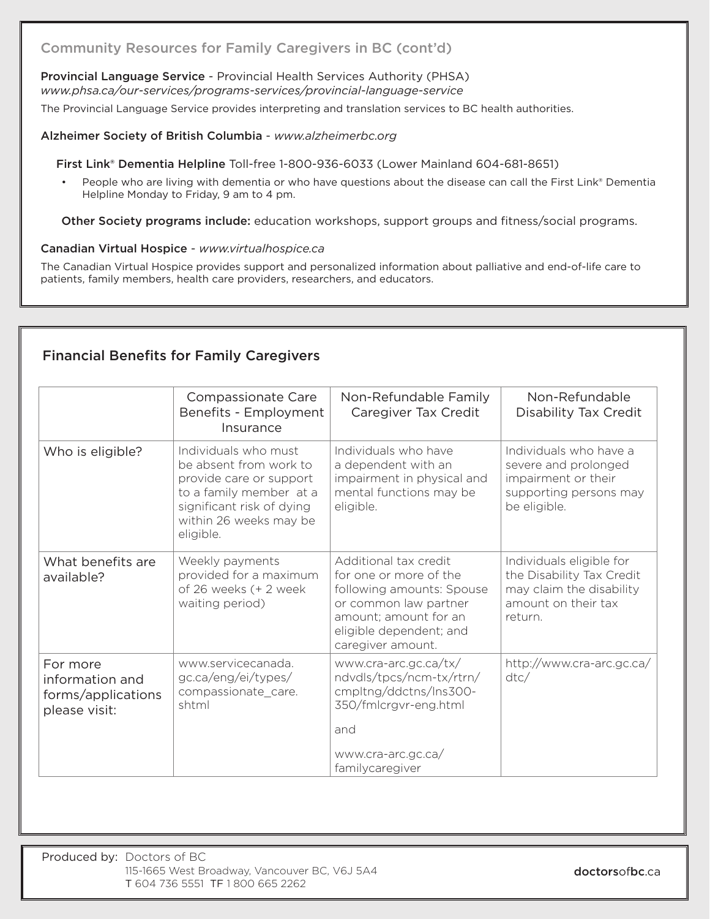## Community Resources for Family Caregivers in BC (cont'd)

**Provincial Language Service** - Provincial Health Services Authority (PHSA)
*www.phsa.ca/our-services/programs-services/provincial-language-service*

The Provincial Language Service provides interpreting and translation services to BC health authorities.

**Alzheimer Society of British Columbia** - *www.alzheimerbc.org*

**First Link® Dementia Helpline** Toll-free 1-800-936-6033 (Lower Mainland 604-681-8651)

- People who are living with dementia or who have questions about the disease can call the First Link® Dementia Helpline Monday to Friday, 9 am to 4 pm.

**Other Society programs include:** education workshops, support groups and fitness/social programs.

**Canadian Virtual Hospice** - *www.virtualhospice.ca*

The Canadian Virtual Hospice provides support and personalized information about palliative and end-of-life care to patients, family members, health care providers, researchers, and educators.

## Financial Benefits for Family Caregivers

| | Compassionate Care Benefits - Employment Insurance | Non-Refundable Family Caregiver Tax Credit | Non-Refundable Disability Tax Credit |
|---|---|---|---|
| Who is eligible? | Individuals who must be absent from work to provide care or support to a family member at a significant risk of dying within 26 weeks may be eligible. | Individuals who have a dependent with an impairment in physical and mental functions may be eligible. | Individuals who have a severe and prolonged impairment or their supporting persons may be eligible. |
| What benefits are available? | Weekly payments provided for a maximum of 26 weeks (+ 2 week waiting period) | Additional tax credit for one or more of the following amounts: Spouse or common law partner amount; amount for an eligible dependent; and caregiver amount. | Individuals eligible for the Disability Tax Credit may claim the disability amount on their tax return. |
| For more information and forms/applications please visit: | www.servicecanada.gc.ca/eng/ei/types/compassionate_care.shtml | www.cra-arc.gc.ca/tx/ndvdls/tpcs/ncm-tx/rtrn/cmpltng/ddctns/lns300-350/fmlcrgvr-eng.html and www.cra-arc.gc.ca/familycaregiver | http://www.cra-arc.gc.ca/dtc/ |

Produced by: Doctors of BC
115-1665 West Broadway, Vancouver BC, V6J 5A4
T 604 736 5551 TF 1 800 665 2262

doctorsofbc.ca